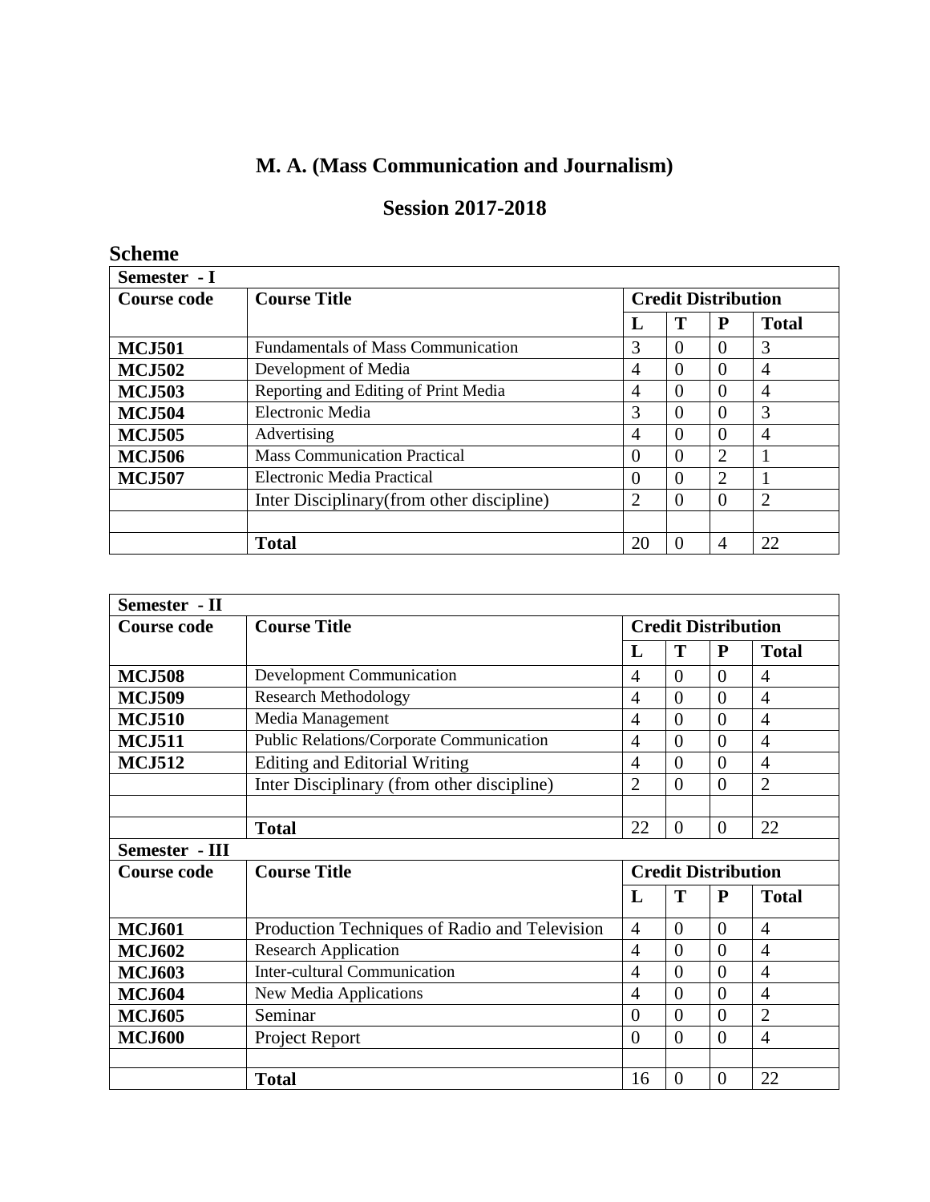# M. A. (Mass Communication and Journalism)

## Session 2017-2018

### Scheme

| Semester - I | | | | | |
|---|---|---|---|---|---|
| **Course code** | **Course Title** | **Credit Distribution** | | | |
| | | **L** | **T** | **P** | **Total** |
| **MCJ501** | Fundamentals of Mass Communication | 3 | 0 | 0 | 3 |
| **MCJ502** | Development of Media | 4 | 0 | 0 | 4 |
| **MCJ503** | Reporting and Editing of Print Media | 4 | 0 | 0 | 4 |
| **MCJ504** | Electronic Media | 3 | 0 | 0 | 3 |
| **MCJ505** | Advertising | 4 | 0 | 0 | 4 |
| **MCJ506** | Mass Communication Practical | 0 | 0 | 2 | 1 |
| **MCJ507** | Electronic Media Practical | 0 | 0 | 2 | 1 |
| | Inter Disciplinary(from other discipline) | 2 | 0 | 0 | 2 |
| | | | | | |
| | **Total** | 20 | 0 | 4 | 22 |

| Semester - II | | | | | |
|---|---|---|---|---|---|
| **Course code** | **Course Title** | **Credit Distribution** | | | |
| | | **L** | **T** | **P** | **Total** |
| **MCJ508** | Development Communication | 4 | 0 | 0 | 4 |
| **MCJ509** | Research Methodology | 4 | 0 | 0 | 4 |
| **MCJ510** | Media Management | 4 | 0 | 0 | 4 |
| **MCJ511** | Public Relations/Corporate Communication | 4 | 0 | 0 | 4 |
| **MCJ512** | Editing and Editorial Writing | 4 | 0 | 0 | 4 |
| | Inter Disciplinary (from other discipline) | 2 | 0 | 0 | 2 |
| | | | | | |
| | **Total** | 22 | 0 | 0 | 22 |
| **Semester - III** | | | | | |
| **Course code** | **Course Title** | **Credit Distribution** | | | |
| | | **L** | **T** | **P** | **Total** |
| **MCJ601** | Production Techniques of Radio and Television | 4 | 0 | 0 | 4 |
| **MCJ602** | Research Application | 4 | 0 | 0 | 4 |
| **MCJ603** | Inter-cultural Communication | 4 | 0 | 0 | 4 |
| **MCJ604** | New Media Applications | 4 | 0 | 0 | 4 |
| **MCJ605** | Seminar | 0 | 0 | 0 | 2 |
| **MCJ600** | Project Report | 0 | 0 | 0 | 4 |
| | | | | | |
| | **Total** | 16 | 0 | 0 | 22 |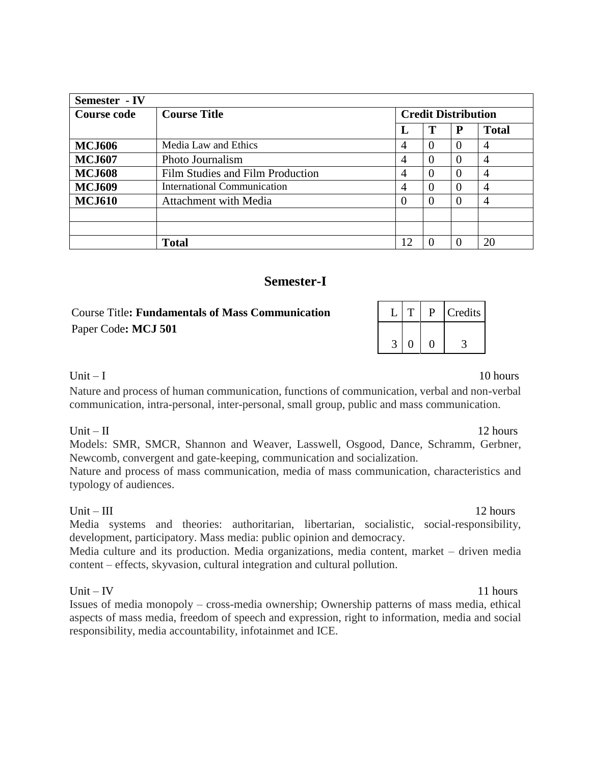| Semester - IV | | | | | |
|---|---|---|---|---|---|
| **Course code** | **Course Title** | **Credit Distribution** | | | |
| | | **L** | **T** | **P** | **Total** |
| **MCJ606** | Media Law and Ethics | 4 | 0 | 0 | 4 |
| **MCJ607** | Photo Journalism | 4 | 0 | 0 | 4 |
| **MCJ608** | Film Studies and Film Production | 4 | 0 | 0 | 4 |
| **MCJ609** | International Communication | 4 | 0 | 0 | 4 |
| **MCJ610** | Attachment with Media | 0 | 0 | 0 | 4 |
| | | | | | |
| | | | | | |
| | **Total** | 12 | 0 | 0 | 20 |

## Semester-I

Course Title**: Fundamentals of Mass Communication**
Paper Code**: MCJ 501**

| L | T | P | Credits |
|---|---|---|---|
| 3 | 0 | 0 | 3 |

Unit – I 10 hours

Nature and process of human communication, functions of communication, verbal and non-verbal communication, intra-personal, inter-personal, small group, public and mass communication.

Unit – II 12 hours

Models: SMR, SMCR, Shannon and Weaver, Lasswell, Osgood, Dance, Schramm, Gerbner, Newcomb, convergent and gate-keeping, communication and socialization.
Nature and process of mass communication, media of mass communication, characteristics and typology of audiences.

Unit – III 12 hours

Media systems and theories: authoritarian, libertarian, socialistic, social-responsibility, development, participatory. Mass media: public opinion and democracy.
Media culture and its production. Media organizations, media content, market – driven media content – effects, skyvasion, cultural integration and cultural pollution.

Unit – IV 11 hours

Issues of media monopoly – cross-media ownership; Ownership patterns of mass media, ethical aspects of mass media, freedom of speech and expression, right to information, media and social responsibility, media accountability, infotainmet and ICE.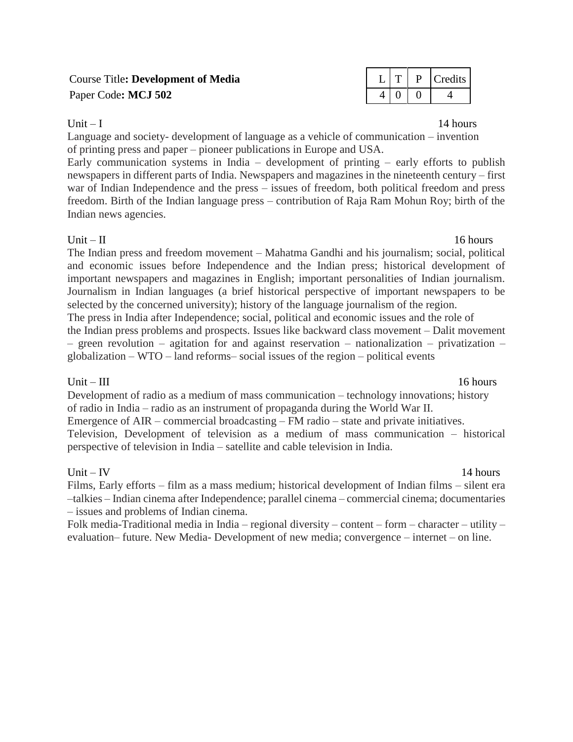Course Title**: Development of Media**
Paper Code**: MCJ 502**

| L | T | P | Credits |
|---|---|---|---|
| 4 | 0 | 0 | 4 |

Unit – I 14 hours

Language and society- development of language as a vehicle of communication – invention of printing press and paper – pioneer publications in Europe and USA.

Early communication systems in India – development of printing – early efforts to publish newspapers in different parts of India. Newspapers and magazines in the nineteenth century – first war of Indian Independence and the press – issues of freedom, both political freedom and press freedom. Birth of the Indian language press – contribution of Raja Ram Mohun Roy; birth of the Indian news agencies.

Unit – II 16 hours

The Indian press and freedom movement – Mahatma Gandhi and his journalism; social, political and economic issues before Independence and the Indian press; historical development of important newspapers and magazines in English; important personalities of Indian journalism. Journalism in Indian languages (a brief historical perspective of important newspapers to be selected by the concerned university); history of the language journalism of the region.

The press in India after Independence; social, political and economic issues and the role of the Indian press problems and prospects. Issues like backward class movement – Dalit movement – green revolution – agitation for and against reservation – nationalization – privatization – globalization – WTO – land reforms– social issues of the region – political events

Unit – III 16 hours

Development of radio as a medium of mass communication – technology innovations; history of radio in India – radio as an instrument of propaganda during the World War II.

Emergence of AIR – commercial broadcasting – FM radio – state and private initiatives.

Television, Development of television as a medium of mass communication – historical perspective of television in India – satellite and cable television in India.

Unit – IV 14 hours

Films, Early efforts – film as a mass medium; historical development of Indian films – silent era –talkies – Indian cinema after Independence; parallel cinema – commercial cinema; documentaries – issues and problems of Indian cinema.

Folk media-Traditional media in India – regional diversity – content – form – character – utility – evaluation– future. New Media- Development of new media; convergence – internet – on line.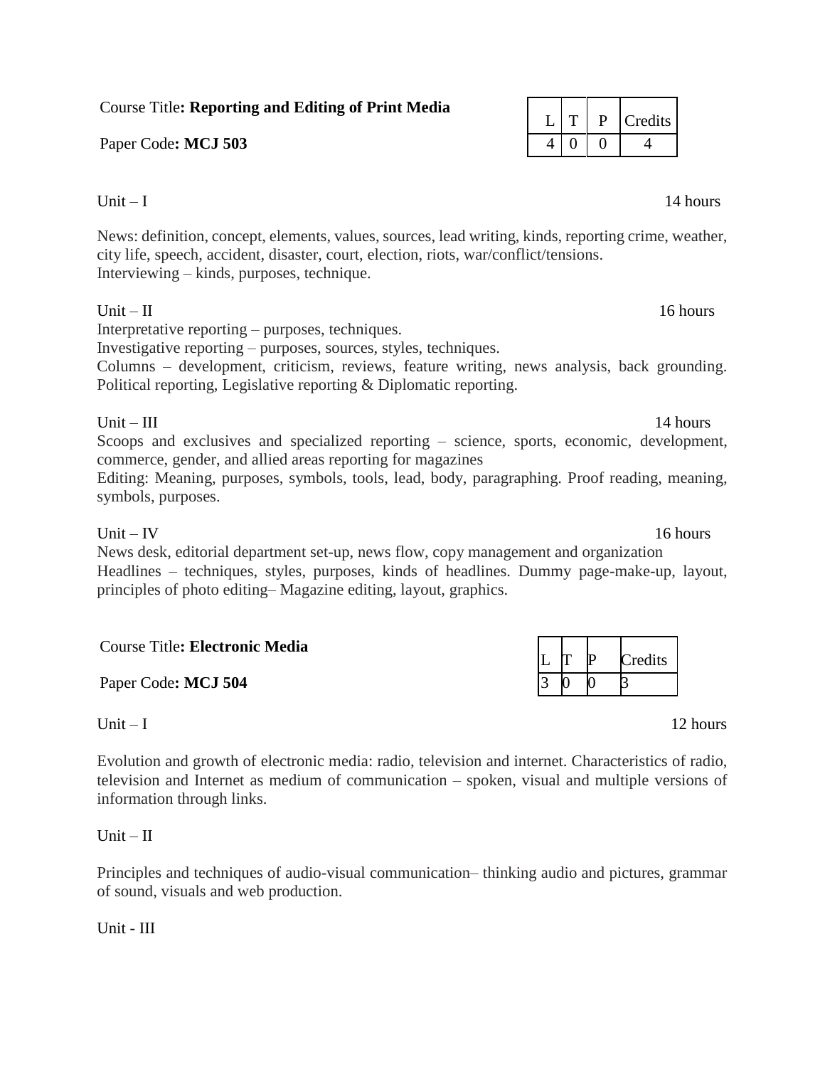Course Title**: Reporting and Editing of Print Media**

Paper Code**: MCJ 503**

| L | T | P | Credits |
|---|---|---|---|
| 4 | 0 | 0 | 4 |

Unit – I 14 hours

News: definition, concept, elements, values, sources, lead writing, kinds, reporting crime, weather, city life, speech, accident, disaster, court, election, riots, war/conflict/tensions.
Interviewing – kinds, purposes, technique.

Unit – II 16 hours

Interpretative reporting – purposes, techniques.
Investigative reporting – purposes, sources, styles, techniques.
Columns – development, criticism, reviews, feature writing, news analysis, back grounding. Political reporting, Legislative reporting & Diplomatic reporting.

Unit – III 14 hours

Scoops and exclusives and specialized reporting – science, sports, economic, development, commerce, gender, and allied areas reporting for magazines
Editing: Meaning, purposes, symbols, tools, lead, body, paragraphing. Proof reading, meaning, symbols, purposes.

Unit – IV 16 hours

News desk, editorial department set-up, news flow, copy management and organization
Headlines – techniques, styles, purposes, kinds of headlines. Dummy page-make-up, layout, principles of photo editing– Magazine editing, layout, graphics.

Course Title**: Electronic Media**

Paper Code**: MCJ 504**

| L | T | P | Credits |
|---|---|---|---|
| 3 | 0 | 0 | 3 |

Unit – I 12 hours

Evolution and growth of electronic media: radio, television and internet. Characteristics of radio, television and Internet as medium of communication – spoken, visual and multiple versions of information through links.

Unit – II

Principles and techniques of audio-visual communication– thinking audio and pictures, grammar of sound, visuals and web production.

Unit - III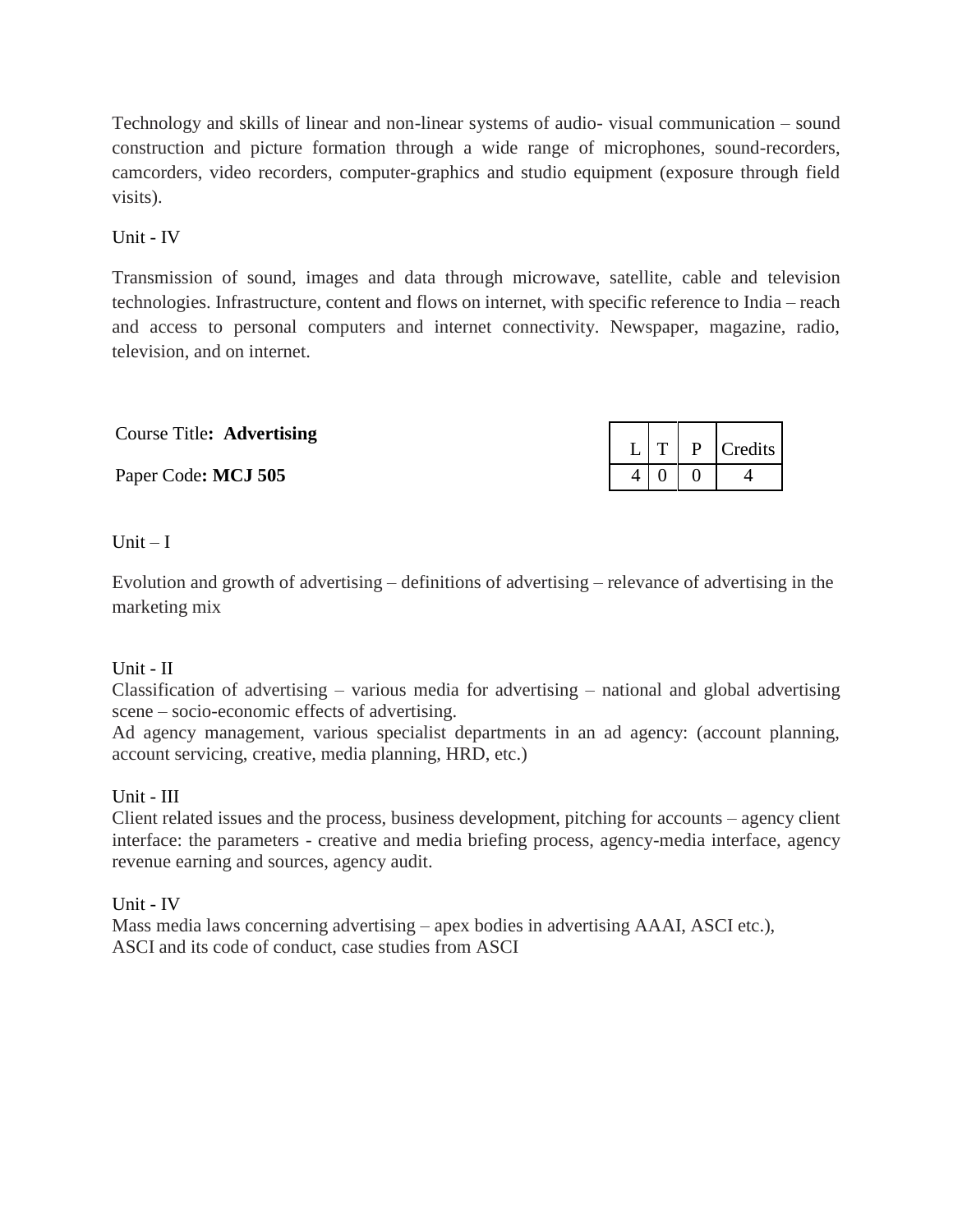Technology and skills of linear and non-linear systems of audio- visual communication – sound construction and picture formation through a wide range of microphones, sound-recorders, camcorders, video recorders, computer-graphics and studio equipment (exposure through field visits).

Unit - IV

Transmission of sound, images and data through microwave, satellite, cable and television technologies. Infrastructure, content and flows on internet, with specific reference to India – reach and access to personal computers and internet connectivity. Newspaper, magazine, radio, television, and on internet.

Course Title**: Advertising**

Paper Code**: MCJ 505**

| L | T | P | Credits |
|---|---|---|---|
| 4 | 0 | 0 | 4 |

Unit – I

Evolution and growth of advertising – definitions of advertising – relevance of advertising in the marketing mix

Unit - II

Classification of advertising – various media for advertising – national and global advertising scene – socio-economic effects of advertising.

Ad agency management, various specialist departments in an ad agency: (account planning, account servicing, creative, media planning, HRD, etc.)

Unit - III

Client related issues and the process, business development, pitching for accounts – agency client interface: the parameters - creative and media briefing process, agency-media interface, agency revenue earning and sources, agency audit.

Unit - IV

Mass media laws concerning advertising – apex bodies in advertising AAAI, ASCI etc.), ASCI and its code of conduct, case studies from ASCI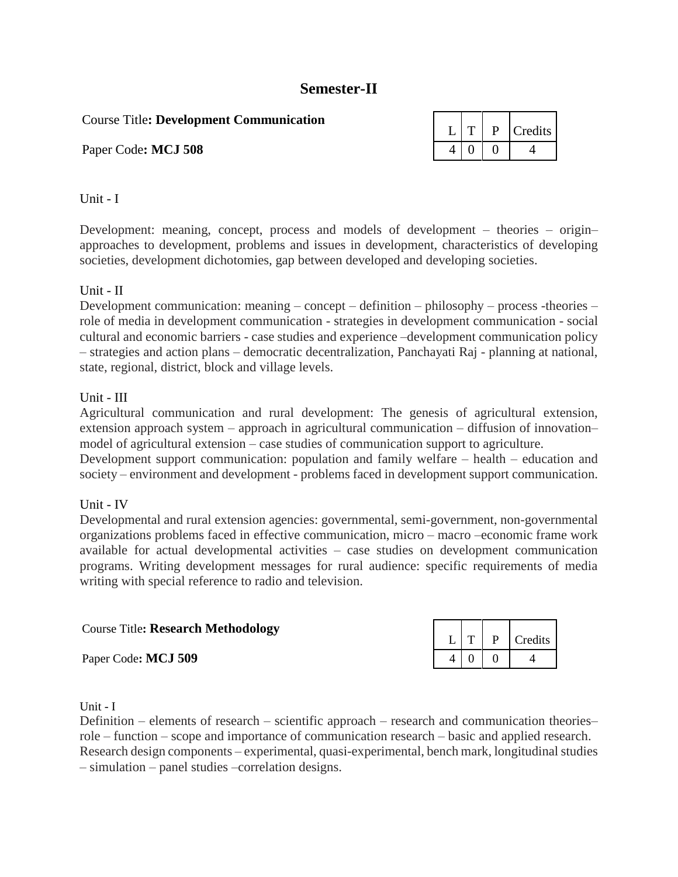# Semester-II

Course Title**: Development Communication**

Paper Code**: MCJ 508**

| L | T | P | Credits |
|---|---|---|---|
| 4 | 0 | 0 | 4 |

Unit - I

Development: meaning, concept, process and models of development – theories – origin– approaches to development, problems and issues in development, characteristics of developing societies, development dichotomies, gap between developed and developing societies.

Unit - II

Development communication: meaning – concept – definition – philosophy – process -theories – role of media in development communication - strategies in development communication - social cultural and economic barriers - case studies and experience –development communication policy – strategies and action plans – democratic decentralization, Panchayati Raj - planning at national, state, regional, district, block and village levels.

Unit - III

Agricultural communication and rural development: The genesis of agricultural extension, extension approach system – approach in agricultural communication – diffusion of innovation– model of agricultural extension – case studies of communication support to agriculture.

Development support communication: population and family welfare – health – education and society – environment and development - problems faced in development support communication.

Unit - IV

Developmental and rural extension agencies: governmental, semi-government, non-governmental organizations problems faced in effective communication, micro – macro –economic frame work available for actual developmental activities – case studies on development communication programs. Writing development messages for rural audience: specific requirements of media writing with special reference to radio and television.

Course Title**: Research Methodology**

Paper Code**: MCJ 509**

| L | T | P | Credits |
|---|---|---|---|
| 4 | 0 | 0 | 4 |

Unit - I

Definition – elements of research – scientific approach – research and communication theories– role – function – scope and importance of communication research – basic and applied research. Research design components – experimental, quasi-experimental, bench mark, longitudinal studies – simulation – panel studies –correlation designs.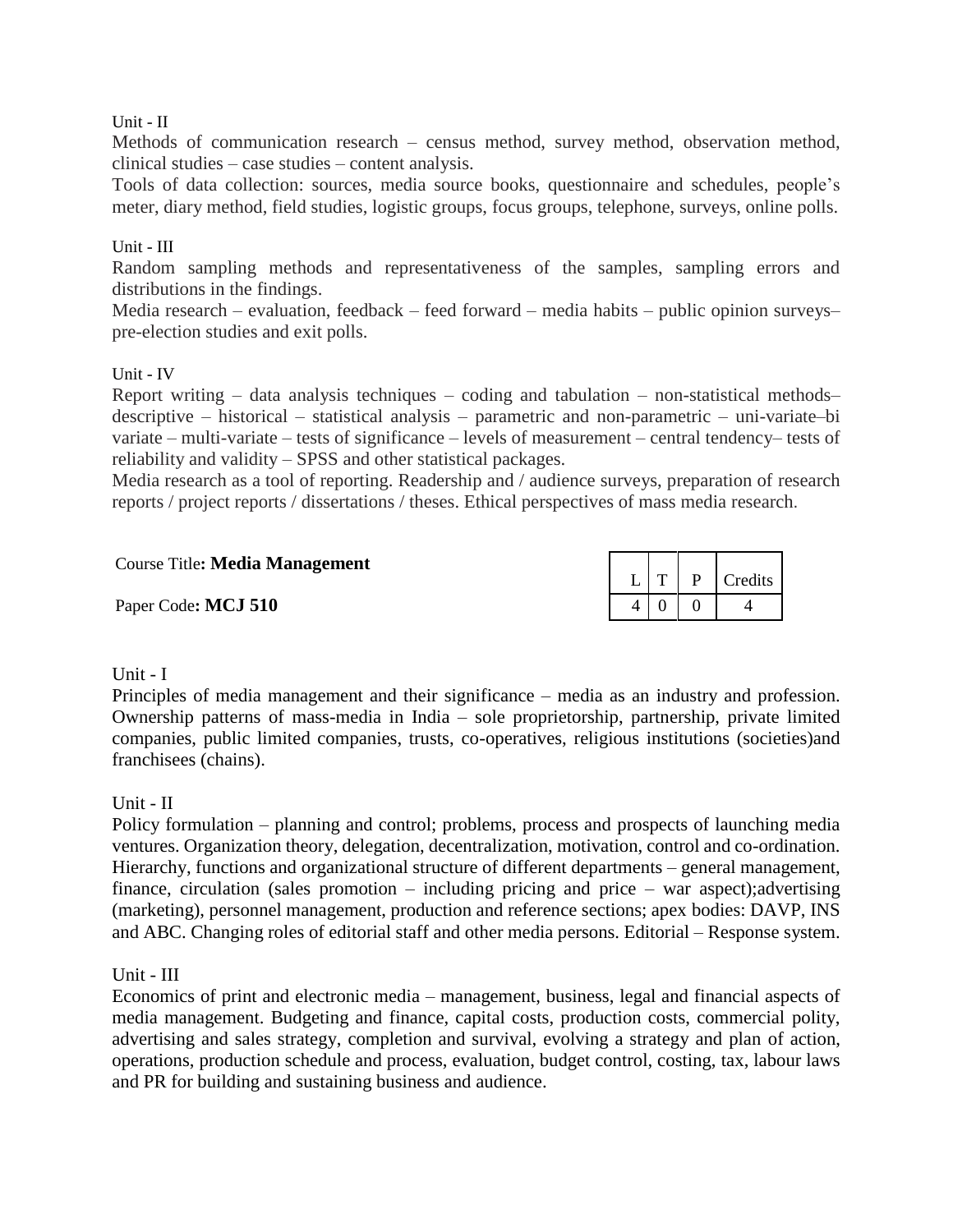Unit - II

Methods of communication research – census method, survey method, observation method, clinical studies – case studies – content analysis.

Tools of data collection: sources, media source books, questionnaire and schedules, people's meter, diary method, field studies, logistic groups, focus groups, telephone, surveys, online polls.

Unit - III

Random sampling methods and representativeness of the samples, sampling errors and distributions in the findings.

Media research – evaluation, feedback – feed forward – media habits – public opinion surveys– pre-election studies and exit polls.

Unit - IV

Report writing – data analysis techniques – coding and tabulation – non-statistical methods– descriptive – historical – statistical analysis – parametric and non-parametric – uni-variate–bi variate – multi-variate – tests of significance – levels of measurement – central tendency– tests of reliability and validity – SPSS and other statistical packages.

Media research as a tool of reporting. Readership and / audience surveys, preparation of research reports / project reports / dissertations / theses. Ethical perspectives of mass media research.

Course Title**: Media Management**

Paper Code**: MCJ 510**

| L | T | P | Credits |
|---|---|---|---|
| 4 | 0 | 0 | 4 |

Unit - I

Principles of media management and their significance – media as an industry and profession. Ownership patterns of mass-media in India – sole proprietorship, partnership, private limited companies, public limited companies, trusts, co-operatives, religious institutions (societies)and franchisees (chains).

Unit - II

Policy formulation – planning and control; problems, process and prospects of launching media ventures. Organization theory, delegation, decentralization, motivation, control and co-ordination. Hierarchy, functions and organizational structure of different departments – general management, finance, circulation (sales promotion – including pricing and price – war aspect);advertising (marketing), personnel management, production and reference sections; apex bodies: DAVP, INS and ABC. Changing roles of editorial staff and other media persons. Editorial – Response system.

Unit - III

Economics of print and electronic media – management, business, legal and financial aspects of media management. Budgeting and finance, capital costs, production costs, commercial polity, advertising and sales strategy, completion and survival, evolving a strategy and plan of action, operations, production schedule and process, evaluation, budget control, costing, tax, labour laws and PR for building and sustaining business and audience.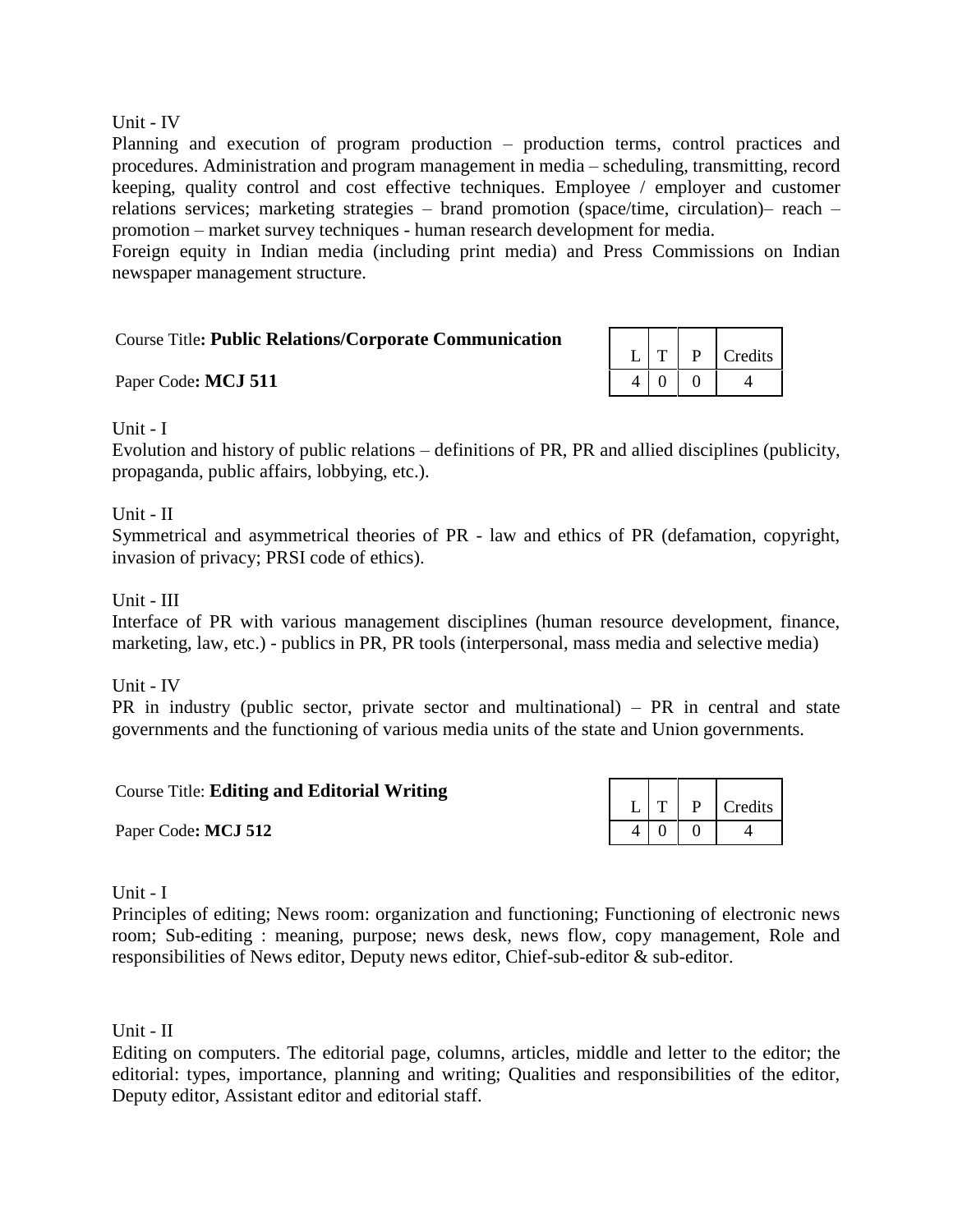Unit - IV

Planning and execution of program production – production terms, control practices and procedures. Administration and program management in media – scheduling, transmitting, record keeping, quality control and cost effective techniques. Employee / employer and customer relations services; marketing strategies – brand promotion (space/time, circulation)– reach – promotion – market survey techniques - human research development for media.

Foreign equity in Indian media (including print media) and Press Commissions on Indian newspaper management structure.

Course Title**: Public Relations/Corporate Communication**

Paper Code**: MCJ 511**

| L | T | P | Credits |
|---|---|---|---|
| 4 | 0 | 0 | 4 |

Unit - I

Evolution and history of public relations – definitions of PR, PR and allied disciplines (publicity, propaganda, public affairs, lobbying, etc.).

Unit - II

Symmetrical and asymmetrical theories of PR - law and ethics of PR (defamation, copyright, invasion of privacy; PRSI code of ethics).

Unit - III

Interface of PR with various management disciplines (human resource development, finance, marketing, law, etc.) - publics in PR, PR tools (interpersonal, mass media and selective media)

Unit - IV

PR in industry (public sector, private sector and multinational) – PR in central and state governments and the functioning of various media units of the state and Union governments.

Course Title: **Editing and Editorial Writing**

Paper Code**: MCJ 512**

| L | T | P | Credits |
|---|---|---|---|
| 4 | 0 | 0 | 4 |

Unit - I

Principles of editing; News room: organization and functioning; Functioning of electronic news room; Sub-editing : meaning, purpose; news desk, news flow, copy management, Role and responsibilities of News editor, Deputy news editor, Chief-sub-editor & sub-editor.

Unit - II

Editing on computers. The editorial page, columns, articles, middle and letter to the editor; the editorial: types, importance, planning and writing; Qualities and responsibilities of the editor, Deputy editor, Assistant editor and editorial staff.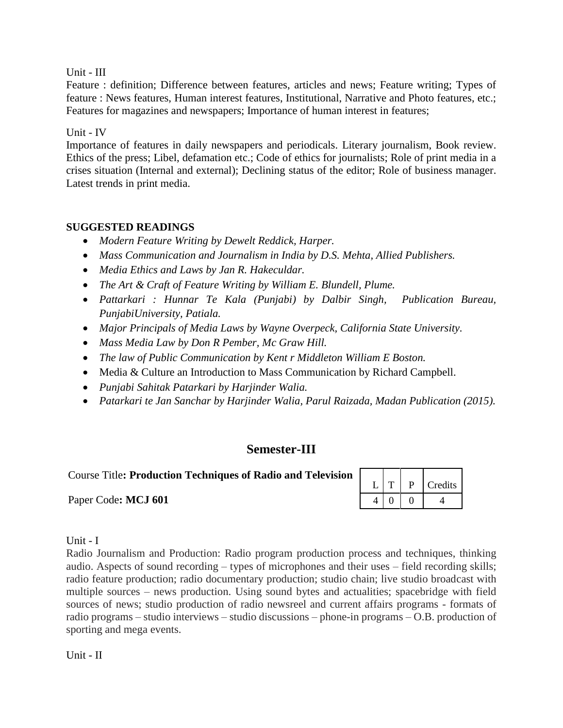Unit - III

Feature : definition; Difference between features, articles and news; Feature writing; Types of feature : News features, Human interest features, Institutional, Narrative and Photo features, etc.; Features for magazines and newspapers; Importance of human interest in features;

Unit - IV

Importance of features in daily newspapers and periodicals. Literary journalism, Book review. Ethics of the press; Libel, defamation etc.; Code of ethics for journalists; Role of print media in a crises situation (Internal and external); Declining status of the editor; Role of business manager. Latest trends in print media.

**SUGGESTED READINGS**

- *Modern Feature Writing by Dewelt Reddick, Harper.*
- *Mass Communication and Journalism in India by D.S. Mehta, Allied Publishers.*
- *Media Ethics and Laws by Jan R. Hakeculdar.*
- *The Art & Craft of Feature Writing by William E. Blundell, Plume.*
- *Pattarkari : Hunnar Te Kala (Punjabi) by Dalbir Singh, Publication Bureau, PunjabiUniversity, Patiala.*
- *Major Principals of Media Laws by Wayne Overpeck, California State University.*
- *Mass Media Law by Don R Pember, Mc Graw Hill.*
- *The law of Public Communication by Kent r Middleton William E Boston.*
- Media & Culture an Introduction to Mass Communication by Richard Campbell.
- *Punjabi Sahitak Patarkari by Harjinder Walia.*
- *Patarkari te Jan Sanchar by Harjinder Walia, Parul Raizada, Madan Publication (2015).*

## Semester-III

Course Title**: Production Techniques of Radio and Television**

Paper Code**: MCJ 601**

| L | T | P | Credits |
|---|---|---|---|
| 4 | 0 | 0 | 4 |

Unit - I

Radio Journalism and Production: Radio program production process and techniques, thinking audio. Aspects of sound recording – types of microphones and their uses – field recording skills; radio feature production; radio documentary production; studio chain; live studio broadcast with multiple sources – news production. Using sound bytes and actualities; spacebridge with field sources of news; studio production of radio newsreel and current affairs programs - formats of radio programs – studio interviews – studio discussions – phone-in programs – O.B. production of sporting and mega events.

Unit - II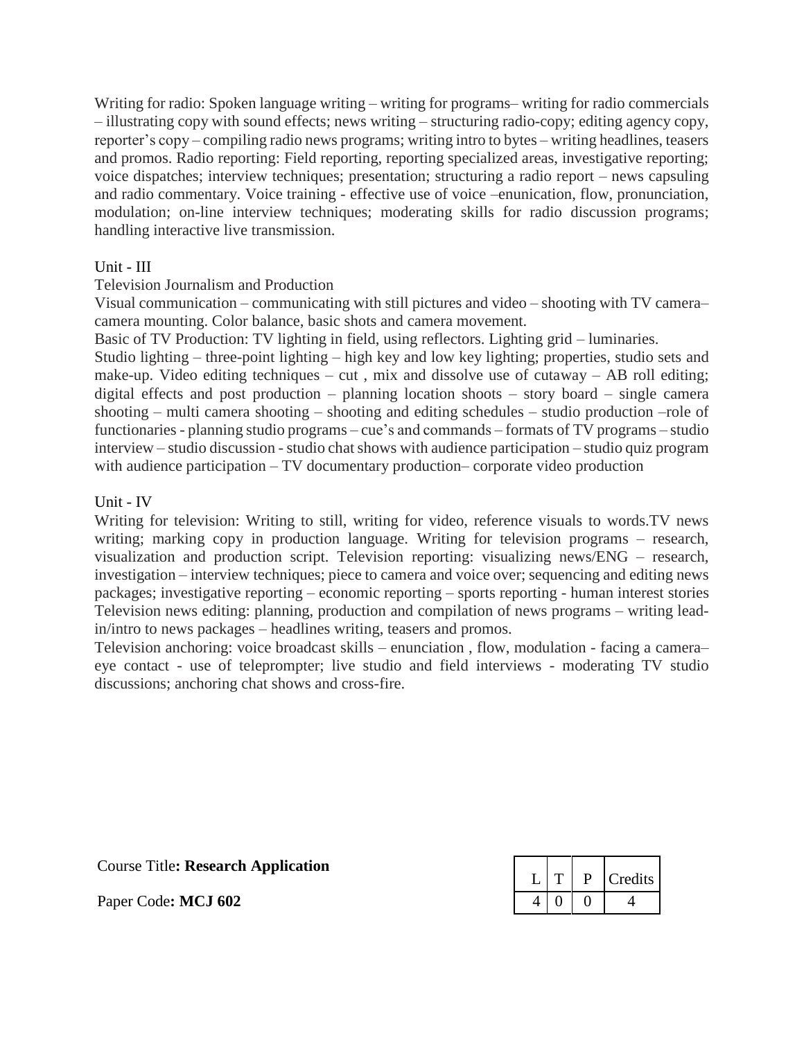Writing for radio: Spoken language writing – writing for programs– writing for radio commercials – illustrating copy with sound effects; news writing – structuring radio-copy; editing agency copy, reporter's copy – compiling radio news programs; writing intro to bytes – writing headlines, teasers and promos. Radio reporting: Field reporting, reporting specialized areas, investigative reporting; voice dispatches; interview techniques; presentation; structuring a radio report – news capsuling and radio commentary. Voice training - effective use of voice –enunication, flow, pronunciation, modulation; on-line interview techniques; moderating skills for radio discussion programs; handling interactive live transmission.

Unit - III

Television Journalism and Production

Visual communication – communicating with still pictures and video – shooting with TV camera– camera mounting. Color balance, basic shots and camera movement.

Basic of TV Production: TV lighting in field, using reflectors. Lighting grid – luminaries.

Studio lighting – three-point lighting – high key and low key lighting; properties, studio sets and make-up. Video editing techniques – cut , mix and dissolve use of cutaway – AB roll editing; digital effects and post production – planning location shoots – story board – single camera shooting – multi camera shooting – shooting and editing schedules – studio production –role of functionaries - planning studio programs – cue's and commands – formats of TV programs – studio interview – studio discussion - studio chat shows with audience participation – studio quiz program with audience participation – TV documentary production– corporate video production

Unit - IV

Writing for television: Writing to still, writing for video, reference visuals to words.TV news writing; marking copy in production language. Writing for television programs – research, visualization and production script. Television reporting: visualizing news/ENG – research, investigation – interview techniques; piece to camera and voice over; sequencing and editing news packages; investigative reporting – economic reporting – sports reporting - human interest stories Television news editing: planning, production and compilation of news programs – writing lead-in/intro to news packages – headlines writing, teasers and promos.

Television anchoring: voice broadcast skills – enunciation , flow, modulation - facing a camera– eye contact - use of teleprompter; live studio and field interviews - moderating TV studio discussions; anchoring chat shows and cross-fire.

Course Title**: Research Application**

Paper Code**: MCJ 602**

| L | T | P | Credits |
|---|---|---|---|
| 4 | 0 | 0 | 4 |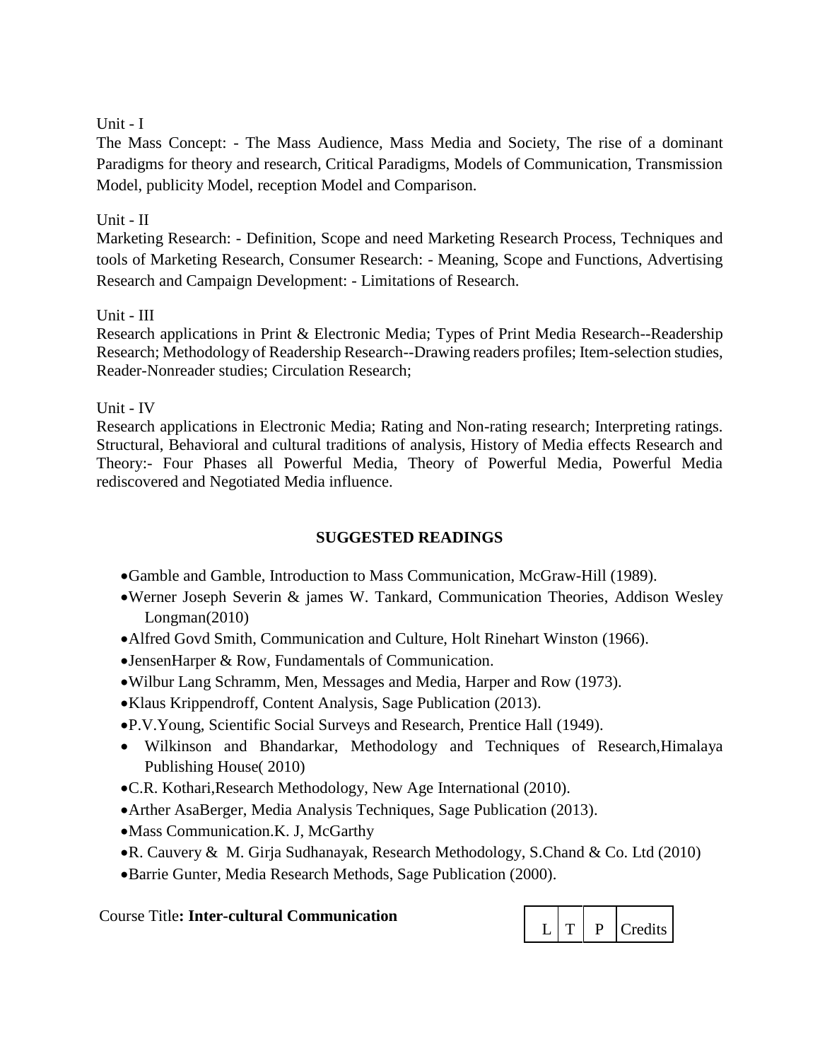Unit - I

The Mass Concept: - The Mass Audience, Mass Media and Society, The rise of a dominant Paradigms for theory and research, Critical Paradigms, Models of Communication, Transmission Model, publicity Model, reception Model and Comparison.

Unit - II

Marketing Research: - Definition, Scope and need Marketing Research Process, Techniques and tools of Marketing Research, Consumer Research: - Meaning, Scope and Functions, Advertising Research and Campaign Development: - Limitations of Research.

Unit - III

Research applications in Print & Electronic Media; Types of Print Media Research--Readership Research; Methodology of Readership Research--Drawing readers profiles; Item-selection studies, Reader-Nonreader studies; Circulation Research;

Unit - IV

Research applications in Electronic Media; Rating and Non-rating research; Interpreting ratings. Structural, Behavioral and cultural traditions of analysis, History of Media effects Research and Theory:- Four Phases all Powerful Media, Theory of Powerful Media, Powerful Media rediscovered and Negotiated Media influence.

## SUGGESTED READINGS

- Gamble and Gamble, Introduction to Mass Communication, McGraw-Hill (1989).
- Werner Joseph Severin & james W. Tankard, Communication Theories, Addison Wesley Longman(2010)
- Alfred Govd Smith, Communication and Culture, Holt Rinehart Winston (1966).
- JensenHarper & Row, Fundamentals of Communication.
- Wilbur Lang Schramm, Men, Messages and Media, Harper and Row (1973).
- Klaus Krippendroff, Content Analysis, Sage Publication (2013).
- P.V.Young, Scientific Social Surveys and Research, Prentice Hall (1949).
- Wilkinson and Bhandarkar, Methodology and Techniques of Research,Himalaya Publishing House( 2010)
- C.R. Kothari,Research Methodology, New Age International (2010).
- Arther AsaBerger, Media Analysis Techniques, Sage Publication (2013).
- Mass Communication.K. J, McGarthy
- R. Cauvery & M. Girja Sudhanayak, Research Methodology, S.Chand & Co. Ltd (2010)
- Barrie Gunter, Media Research Methods, Sage Publication (2000).

Course Title**: Inter-cultural Communication**

| L | T | P | Credits |
|---|---|---|---|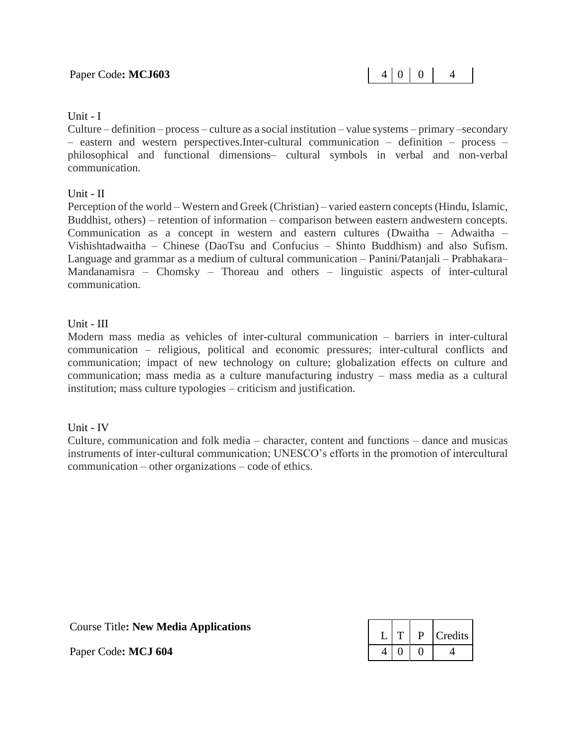Paper Code**: MCJ603**

| 4 | 0 | 0 | 4 |
|---|---|---|---|

Unit - I

Culture – definition – process – culture as a social institution – value systems – primary –secondary – eastern and western perspectives.Inter-cultural communication – definition – process – philosophical and functional dimensions– cultural symbols in verbal and non-verbal communication.

Unit - II

Perception of the world – Western and Greek (Christian) – varied eastern concepts (Hindu, Islamic, Buddhist, others) – retention of information – comparison between eastern andwestern concepts. Communication as a concept in western and eastern cultures (Dwaitha – Adwaitha – Vishishtadwaitha – Chinese (DaoTsu and Confucius – Shinto Buddhism) and also Sufism. Language and grammar as a medium of cultural communication – Panini/Patanjali – Prabhakara– Mandanamisra – Chomsky – Thoreau and others – linguistic aspects of inter-cultural communication.

Unit - III

Modern mass media as vehicles of inter-cultural communication – barriers in inter-cultural communication – religious, political and economic pressures; inter-cultural conflicts and communication; impact of new technology on culture; globalization effects on culture and communication; mass media as a culture manufacturing industry – mass media as a cultural institution; mass culture typologies – criticism and justification.

Unit - IV

Culture, communication and folk media – character, content and functions – dance and musicas instruments of inter-cultural communication; UNESCO's efforts in the promotion of intercultural communication – other organizations – code of ethics.

Course Title**: New Media Applications**

Paper Code**: MCJ 604**

| L | T | P | Credits |
|---|---|---|---|
| 4 | 0 | 0 | 4 |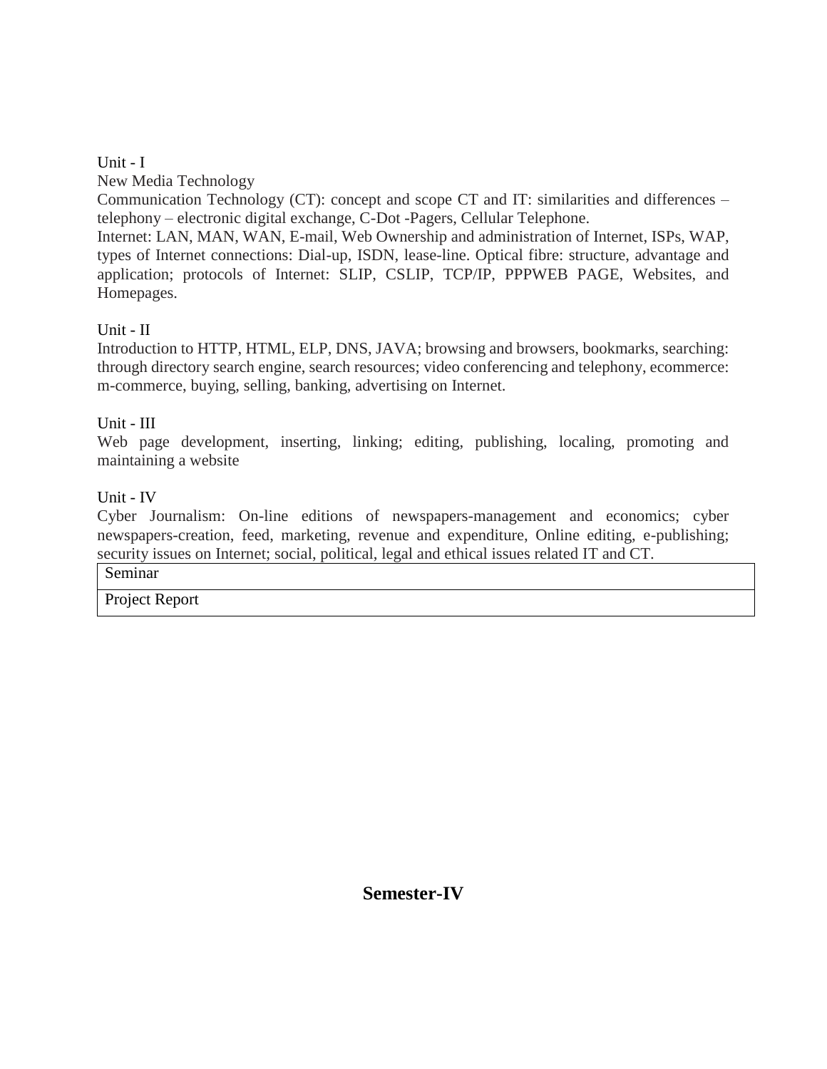Unit - I

New Media Technology

Communication Technology (CT): concept and scope CT and IT: similarities and differences – telephony – electronic digital exchange, C-Dot -Pagers, Cellular Telephone.

Internet: LAN, MAN, WAN, E-mail, Web Ownership and administration of Internet, ISPs, WAP, types of Internet connections: Dial-up, ISDN, lease-line. Optical fibre: structure, advantage and application; protocols of Internet: SLIP, CSLIP, TCP/IP, PPPWEB PAGE, Websites, and Homepages.

Unit - II

Introduction to HTTP, HTML, ELP, DNS, JAVA; browsing and browsers, bookmarks, searching: through directory search engine, search resources; video conferencing and telephony, ecommerce: m-commerce, buying, selling, banking, advertising on Internet.

Unit - III

Web page development, inserting, linking; editing, publishing, localing, promoting and maintaining a website

Unit - IV

Cyber Journalism: On-line editions of newspapers-management and economics; cyber newspapers-creation, feed, marketing, revenue and expenditure, Online editing, e-publishing; security issues on Internet; social, political, legal and ethical issues related IT and CT.

| Seminar |
| --- |
| Project Report |

## Semester-IV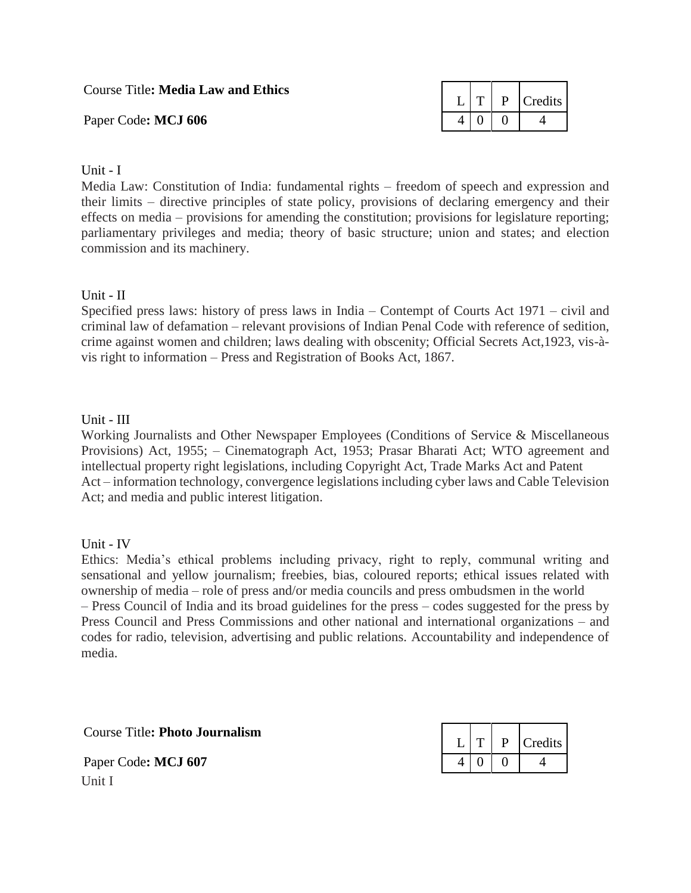Course Title**: Media Law and Ethics**

Paper Code**: MCJ 606**

| L | T | P | Credits |
|---|---|---|---|
| 4 | 0 | 0 | 4 |

Unit - I

Media Law: Constitution of India: fundamental rights – freedom of speech and expression and their limits – directive principles of state policy, provisions of declaring emergency and their effects on media – provisions for amending the constitution; provisions for legislature reporting; parliamentary privileges and media; theory of basic structure; union and states; and election commission and its machinery.

Unit - II

Specified press laws: history of press laws in India – Contempt of Courts Act 1971 – civil and criminal law of defamation – relevant provisions of Indian Penal Code with reference of sedition, crime against women and children; laws dealing with obscenity; Official Secrets Act,1923, vis-à-vis right to information – Press and Registration of Books Act, 1867.

Unit - III

Working Journalists and Other Newspaper Employees (Conditions of Service & Miscellaneous Provisions) Act, 1955; – Cinematograph Act, 1953; Prasar Bharati Act; WTO agreement and intellectual property right legislations, including Copyright Act, Trade Marks Act and Patent Act – information technology, convergence legislations including cyber laws and Cable Television Act; and media and public interest litigation.

Unit - IV

Ethics: Media's ethical problems including privacy, right to reply, communal writing and sensational and yellow journalism; freebies, bias, coloured reports; ethical issues related with ownership of media – role of press and/or media councils and press ombudsmen in the world – Press Council of India and its broad guidelines for the press – codes suggested for the press by Press Council and Press Commissions and other national and international organizations – and codes for radio, television, advertising and public relations. Accountability and independence of media.

Course Title**: Photo Journalism**

Paper Code**: MCJ 607**

| L | T | P | Credits |
|---|---|---|---|
| 4 | 0 | 0 | 4 |

Unit I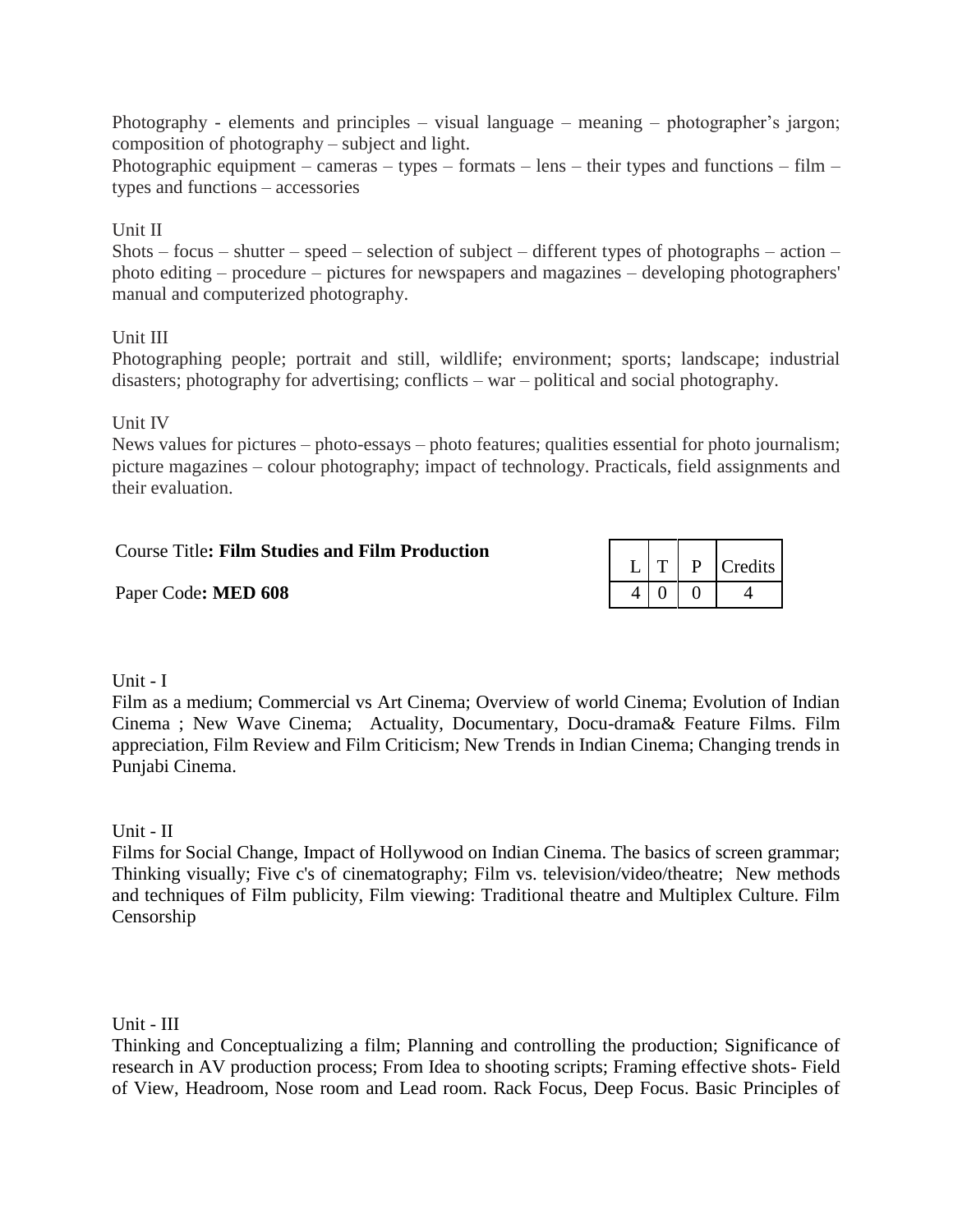Photography - elements and principles – visual language – meaning – photographer's jargon; composition of photography – subject and light.

Photographic equipment – cameras – types – formats – lens – their types and functions – film – types and functions – accessories

Unit II

Shots – focus – shutter – speed – selection of subject – different types of photographs – action – photo editing – procedure – pictures for newspapers and magazines – developing photographers' manual and computerized photography.

Unit III

Photographing people; portrait and still, wildlife; environment; sports; landscape; industrial disasters; photography for advertising; conflicts – war – political and social photography.

Unit IV

News values for pictures – photo-essays – photo features; qualities essential for photo journalism; picture magazines – colour photography; impact of technology. Practicals, field assignments and their evaluation.

Course Title**: Film Studies and Film Production**

Paper Code**: MED 608**

| L | T | P | Credits |
|---|---|---|---|
| 4 | 0 | 0 | 4 |

Unit - I

Film as a medium; Commercial vs Art Cinema; Overview of world Cinema; Evolution of Indian Cinema ; New Wave Cinema; Actuality, Documentary, Docu-drama& Feature Films. Film appreciation, Film Review and Film Criticism; New Trends in Indian Cinema; Changing trends in Punjabi Cinema.

Unit - II

Films for Social Change, Impact of Hollywood on Indian Cinema. The basics of screen grammar; Thinking visually; Five c's of cinematography; Film vs. television/video/theatre; New methods and techniques of Film publicity, Film viewing: Traditional theatre and Multiplex Culture. Film Censorship

Unit - III

Thinking and Conceptualizing a film; Planning and controlling the production; Significance of research in AV production process; From Idea to shooting scripts; Framing effective shots- Field of View, Headroom, Nose room and Lead room. Rack Focus, Deep Focus. Basic Principles of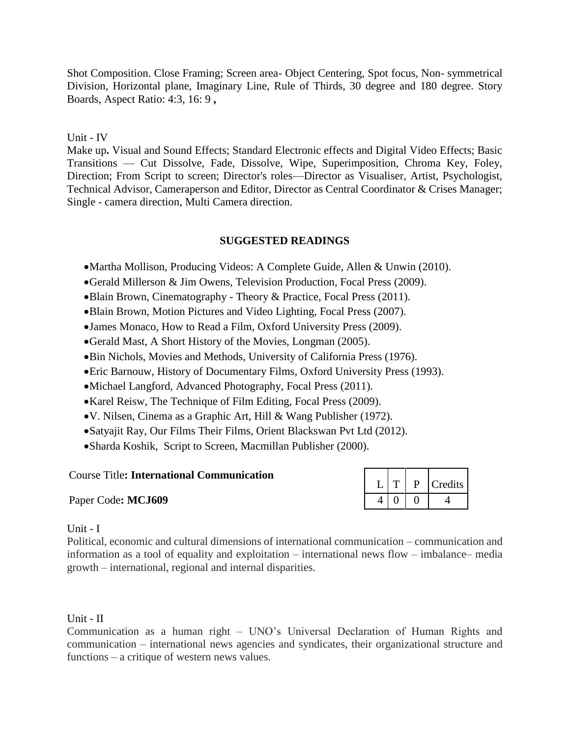Shot Composition. Close Framing; Screen area- Object Centering, Spot focus, Non- symmetrical Division, Horizontal plane, Imaginary Line, Rule of Thirds, 30 degree and 180 degree. Story Boards, Aspect Ratio: 4:3, 16: 9 **,**

Unit - IV

Make up**.** Visual and Sound Effects; Standard Electronic effects and Digital Video Effects; Basic Transitions — Cut Dissolve, Fade, Dissolve, Wipe, Superimposition, Chroma Key, Foley, Direction; From Script to screen; Director's roles—Director as Visualiser, Artist, Psychologist, Technical Advisor, Cameraperson and Editor, Director as Central Coordinator & Crises Manager; Single - camera direction, Multi Camera direction.

## SUGGESTED READINGS

- Martha Mollison, Producing Videos: A Complete Guide, Allen & Unwin (2010).
- Gerald Millerson & Jim Owens, Television Production, Focal Press (2009).
- Blain Brown, Cinematography - Theory & Practice, Focal Press (2011).
- Blain Brown, Motion Pictures and Video Lighting, Focal Press (2007).
- James Monaco, How to Read a Film, Oxford University Press (2009).
- Gerald Mast, A Short History of the Movies, Longman (2005).
- Bin Nichols, Movies and Methods, University of California Press (1976).
- Eric Barnouw, History of Documentary Films, Oxford University Press (1993).
- Michael Langford, Advanced Photography, Focal Press (2011).
- Karel Reisw, The Technique of Film Editing, Focal Press (2009).
- V. Nilsen, Cinema as a Graphic Art, Hill & Wang Publisher (1972).
- Satyajit Ray, Our Films Their Films, Orient Blackswan Pvt Ltd (2012).
- Sharda Koshik, Script to Screen, Macmillan Publisher (2000).

Course Title**: International Communication**

Paper Code**: MCJ609**

| L | T | P | Credits |
|---|---|---|---|
| 4 | 0 | 0 | 4 |

Unit - I

Political, economic and cultural dimensions of international communication – communication and information as a tool of equality and exploitation – international news flow – imbalance– media growth – international, regional and internal disparities.

Unit - II

Communication as a human right – UNO's Universal Declaration of Human Rights and communication – international news agencies and syndicates, their organizational structure and functions – a critique of western news values.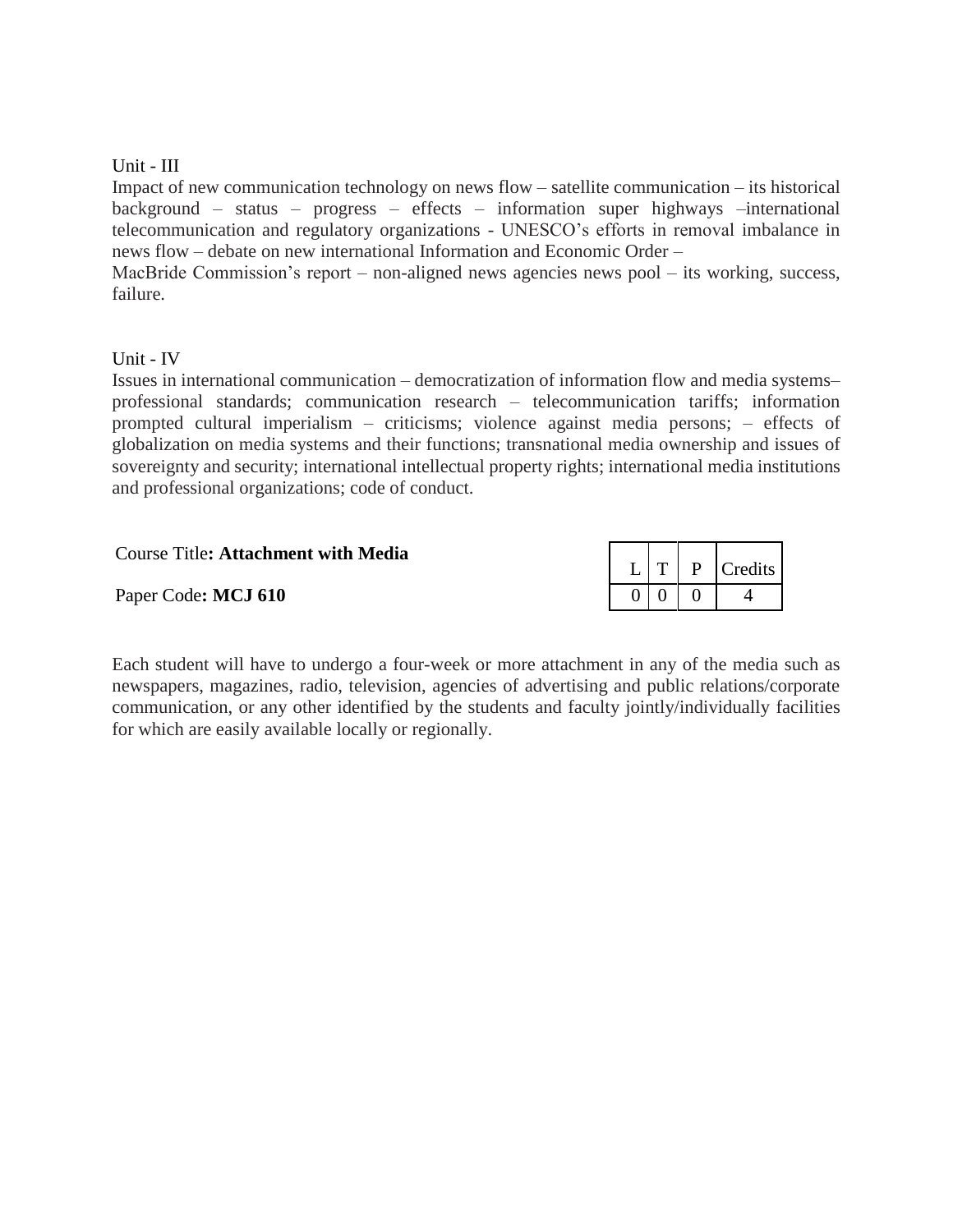Unit - III

Impact of new communication technology on news flow – satellite communication – its historical background – status – progress – effects – information super highways –international telecommunication and regulatory organizations - UNESCO's efforts in removal imbalance in news flow – debate on new international Information and Economic Order –
MacBride Commission's report – non-aligned news agencies news pool – its working, success, failure.

Unit - IV

Issues in international communication – democratization of information flow and media systems– professional standards; communication research – telecommunication tariffs; information prompted cultural imperialism – criticisms; violence against media persons; – effects of globalization on media systems and their functions; transnational media ownership and issues of sovereignty and security; international intellectual property rights; international media institutions and professional organizations; code of conduct.

Course Title**: Attachment with Media**

Paper Code**: MCJ 610**

| L | T | P | Credits |
|---|---|---|---|
| 0 | 0 | 0 | 4 |

Each student will have to undergo a four-week or more attachment in any of the media such as newspapers, magazines, radio, television, agencies of advertising and public relations/corporate communication, or any other identified by the students and faculty jointly/individually facilities for which are easily available locally or regionally.